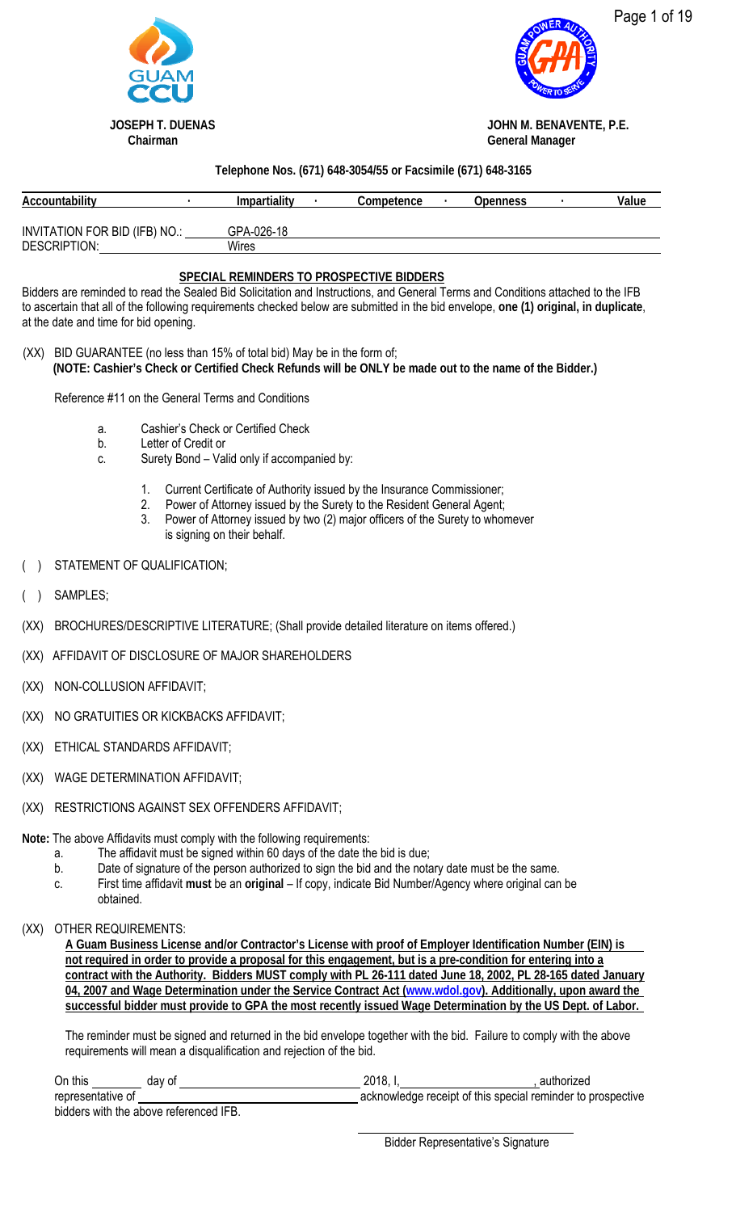GUAM CCU

GUAM POWER AUTHORITY — POWER TO SERVE

**JOSEPH T. DUENAS**
**Chairman**

**JOHN M. BENAVENTE, P.E.**
**General Manager**

**Telephone Nos. (671) 648-3054/55 or Facsimile (671) 648-3165**

**Accountability · Impartiality · Competence · Openness · Value**

INVITATION FOR BID (IFB) NO.: GPA-026-18
DESCRIPTION: Wires

**SPECIAL REMINDERS TO PROSPECTIVE BIDDERS**

Bidders are reminded to read the Sealed Bid Solicitation and Instructions, and General Terms and Conditions attached to the IFB to ascertain that all of the following requirements checked below are submitted in the bid envelope, **one (1) original, in duplicate**, at the date and time for bid opening.

(XX) BID GUARANTEE (no less than 15% of total bid) May be in the form of;
**(NOTE: Cashier's Check or Certified Check Refunds will be ONLY be made out to the name of the Bidder.)**

Reference #11 on the General Terms and Conditions

- a. Cashier's Check or Certified Check
- b. Letter of Credit or
- c. Surety Bond – Valid only if accompanied by:
  1. Current Certificate of Authority issued by the Insurance Commissioner;
  2. Power of Attorney issued by the Surety to the Resident General Agent;
  3. Power of Attorney issued by two (2) major officers of the Surety to whomever is signing on their behalf.

( ) STATEMENT OF QUALIFICATION;

( ) SAMPLES;

(XX) BROCHURES/DESCRIPTIVE LITERATURE; (Shall provide detailed literature on items offered.)

(XX) AFFIDAVIT OF DISCLOSURE OF MAJOR SHAREHOLDERS

(XX) NON-COLLUSION AFFIDAVIT;

(XX) NO GRATUITIES OR KICKBACKS AFFIDAVIT;

(XX) ETHICAL STANDARDS AFFIDAVIT;

(XX) WAGE DETERMINATION AFFIDAVIT;

(XX) RESTRICTIONS AGAINST SEX OFFENDERS AFFIDAVIT;

**Note:** The above Affidavits must comply with the following requirements:

- a. The affidavit must be signed within 60 days of the date the bid is due;
- b. Date of signature of the person authorized to sign the bid and the notary date must be the same.
- c. First time affidavit **must** be an **original** – If copy, indicate Bid Number/Agency where original can be obtained.

(XX) OTHER REQUIREMENTS:

**A Guam Business License and/or Contractor's License with proof of Employer Identification Number (EIN) is not required in order to provide a proposal for this engagement, but is a pre-condition for entering into a contract with the Authority. Bidders MUST comply with PL 26-111 dated June 18, 2002, PL 28-165 dated January 04, 2007 and Wage Determination under the Service Contract Act (www.wdol.gov). Additionally, upon award the successful bidder must provide to GPA the most recently issued Wage Determination by the US Dept. of Labor.**

The reminder must be signed and returned in the bid envelope together with the bid. Failure to comply with the above requirements will mean a disqualification and rejection of the bid.

On this ________ day of ____________________ 2018, I, ____________________, authorized representative of ____________________ acknowledge receipt of this special reminder to prospective bidders with the above referenced IFB.

______________________________
Bidder Representative's Signature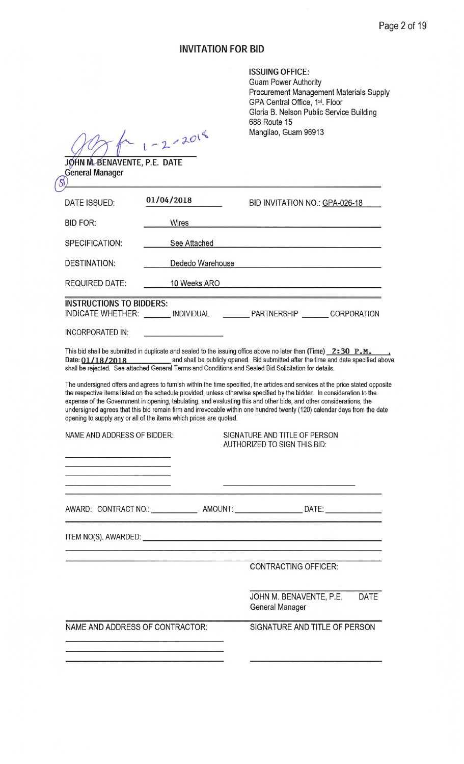## INVITATION FOR BID

**ISSUING OFFICE:**
Guam Power Authority
Procurement Management Materials Supply
GPA Central Office, 1st. Floor
Gloria B. Nelson Public Service Building
688 Route 15
Mangilao, Guam 96913

1-2-2018

JOHN M. BENAVENTE, P.E. DATE
General Manager

| | | |
|---|---|---|
| DATE ISSUED: | 01/04/2018 | BID INVITATION NO.: GPA-026-18 |
| BID FOR: | Wires | |
| SPECIFICATION: | See Attached | |
| DESTINATION: | Dededo Warehouse | |
| REQUIRED DATE: | 10 Weeks ARO | |

**INSTRUCTIONS TO BIDDERS:**
INDICATE WHETHER: ______ INDIVIDUAL ______ PARTNERSHIP ______ CORPORATION

INCORPORATED IN: ________________

This bid shall be submitted in duplicate and sealed to the issuing office above no later than (Time) 2:30 P.M. , Date: 01/18/2018 and shall be publicly opened. Bid submitted after the time and date specified above shall be rejected. See attached General Terms and Conditions and Sealed Bid Solicitation for details.

The undersigned offers and agrees to furnish within the time specified, the articles and services at the price stated opposite the respective items listed on the schedule provided, unless otherwise specified by the bidder. In consideration to the expense of the Government in opening, tabulating, and evaluating this and other bids, and other considerations, the undersigned agrees that this bid remain firm and irrevocable within one hundred twenty (120) calendar days from the date opening to supply any or all of the items which prices are quoted.

NAME AND ADDRESS OF BIDDER:

SIGNATURE AND TITLE OF PERSON AUTHORIZED TO SIGN THIS BID:

AWARD: CONTRACT NO.: __________ AMOUNT: ______________ DATE: ____________

ITEM NO(S). AWARDED: ______________________________

CONTRACTING OFFICER:

JOHN M. BENAVENTE, P.E. DATE
General Manager

NAME AND ADDRESS OF CONTRACTOR:

SIGNATURE AND TITLE OF PERSON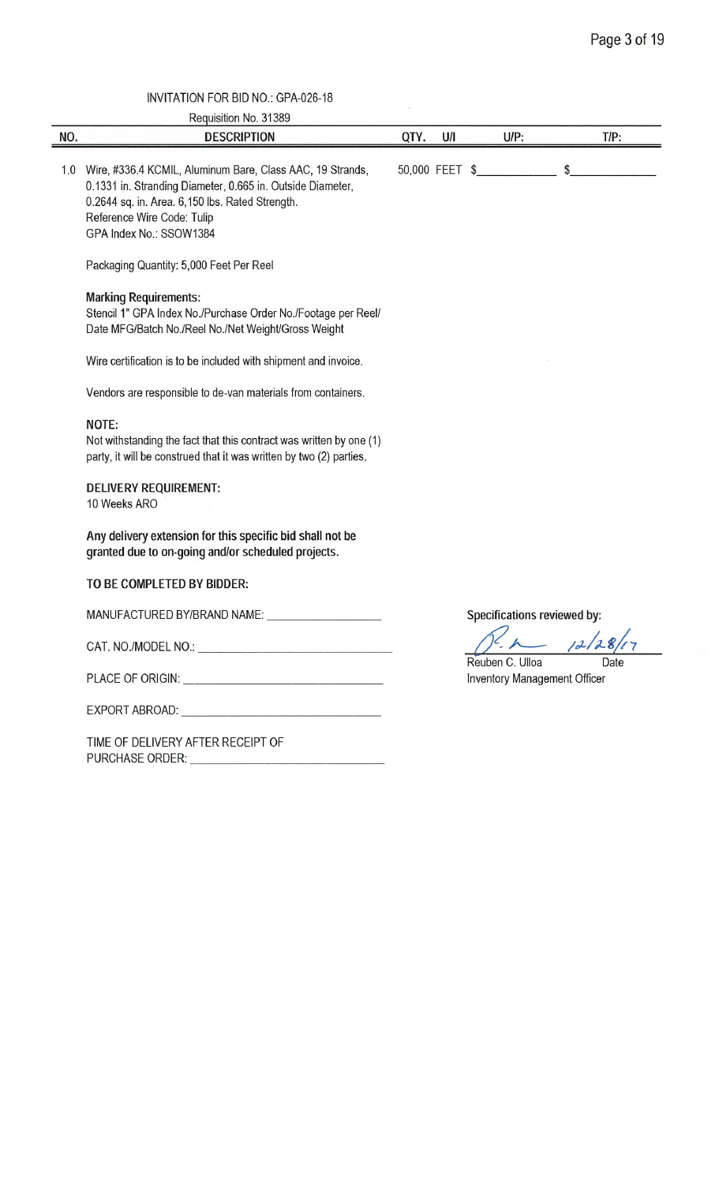INVITATION FOR BID NO.: GPA-026-18

Requisition No. 31389

| NO. | DESCRIPTION | QTY. | U/I | U/P: | T/P: |
|---|---|---|---|---|---|
| 1.0 | Wire, #336.4 KCMIL, Aluminum Bare, Class AAC, 19 Strands, 0.1331 in. Stranding Diameter, 0.665 in. Outside Diameter, 0.2644 sq. in. Area. 6,150 lbs. Rated Strength.<br>Reference Wire Code: Tulip<br>GPA Index No.: SSOW1384 | 50,000 | FEET | $\_\_\_\_\_\_\_\_\_\_ | $\_\_\_\_\_\_\_\_\_\_ |

Packaging Quantity: 5,000 Feet Per Reel

**Marking Requirements:**
Stencil 1" GPA Index No./Purchase Order No./Footage per Reel/ Date MFG/Batch No./Reel No./Net Weight/Gross Weight

Wire certification is to be included with shipment and invoice.

Vendors are responsible to de-van materials from containers.

**NOTE:**
Not withstanding the fact that this contract was written by one (1) party, it will be construed that it was written by two (2) parties.

**DELIVERY REQUIREMENT:**
10 Weeks ARO

**Any delivery extension for this specific bid shall not be granted due to on-going and/or scheduled projects.**

**TO BE COMPLETED BY BIDDER:**

MANUFACTURED BY/BRAND NAME: \_\_\_\_\_\_\_\_\_\_\_\_\_\_\_\_\_\_

CAT. NO./MODEL NO.: \_\_\_\_\_\_\_\_\_\_\_\_\_\_\_\_\_\_

PLACE OF ORIGIN: \_\_\_\_\_\_\_\_\_\_\_\_\_\_\_\_\_\_

EXPORT ABROAD: \_\_\_\_\_\_\_\_\_\_\_\_\_\_\_\_\_\_

TIME OF DELIVERY AFTER RECEIPT OF PURCHASE ORDER: \_\_\_\_\_\_\_\_\_\_\_\_\_\_\_\_\_\_

**Specifications reviewed by:**

12/28/17

Reuben C. Ulloa — Date
Inventory Management Officer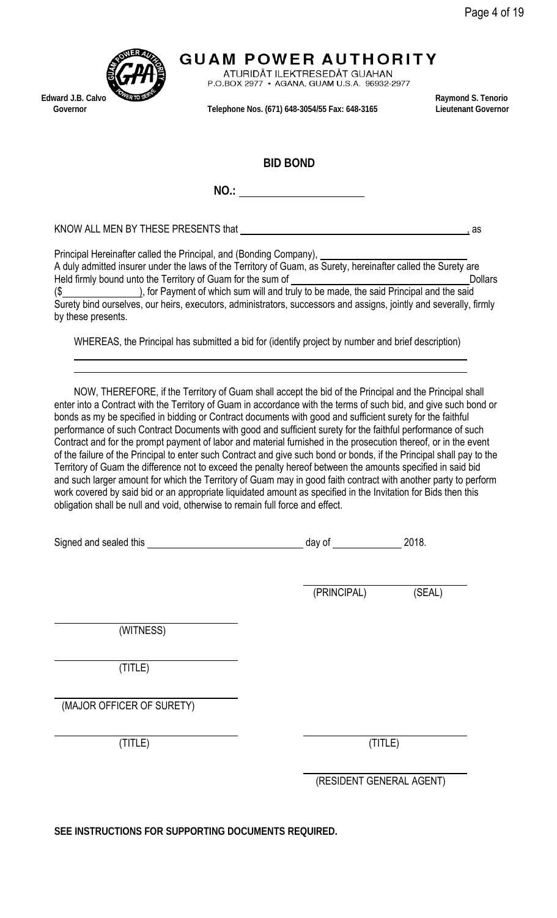**GUAM POWER AUTHORITY**

ATURIDÅT ILEKTRESEDÅT GUAHAN
P.O.BOX 2977 • AGANA, GUAM U.S.A. 96932-2977

**Edward J.B. Calvo**
**Governor**

**Telephone Nos. (671) 648-3054/55 Fax: 648-3165**

**Raymond S. Tenorio**
**Lieutenant Governor**

## BID BOND

**NO.:** ______________________

KNOW ALL MEN BY THESE PRESENTS that ____________________________________________, as

Principal Hereinafter called the Principal, and (Bonding Company), ____________________________
A duly admitted insurer under the laws of the Territory of Guam, as Surety, hereinafter called the Surety are Held firmly bound unto the Territory of Guam for the sum of ________________________________ Dollars ($______________), for Payment of which sum will and truly to be made, the said Principal and the said Surety bind ourselves, our heirs, executors, administrators, successors and assigns, jointly and severally, firmly by these presents.

WHEREAS, the Principal has submitted a bid for (identify project by number and brief description)

______________________________________________________________________________

______________________________________________________________________________

NOW, THEREFORE, if the Territory of Guam shall accept the bid of the Principal and the Principal shall enter into a Contract with the Territory of Guam in accordance with the terms of such bid, and give such bond or bonds as my be specified in bidding or Contract documents with good and sufficient surety for the faithful performance of such Contract Documents with good and sufficient surety for the faithful performance of such Contract and for the prompt payment of labor and material furnished in the prosecution thereof, or in the event of the failure of the Principal to enter such Contract and give such bond or bonds, if the Principal shall pay to the Territory of Guam the difference not to exceed the penalty hereof between the amounts specified in said bid and such larger amount for which the Territory of Guam may in good faith contract with another party to perform work covered by said bid or an appropriate liquidated amount as specified in the Invitation for Bids then this obligation shall be null and void, otherwise to remain full force and effect.

Signed and sealed this ______________________________ day of ______________ 2018.

______________________________
(PRINCIPAL) (SEAL)

______________________________
(WITNESS)

______________________________
(TITLE)

______________________________
(MAJOR OFFICER OF SURETY)

______________________________
(TITLE)

______________________________
(TITLE)

______________________________
(RESIDENT GENERAL AGENT)

**SEE INSTRUCTIONS FOR SUPPORTING DOCUMENTS REQUIRED.**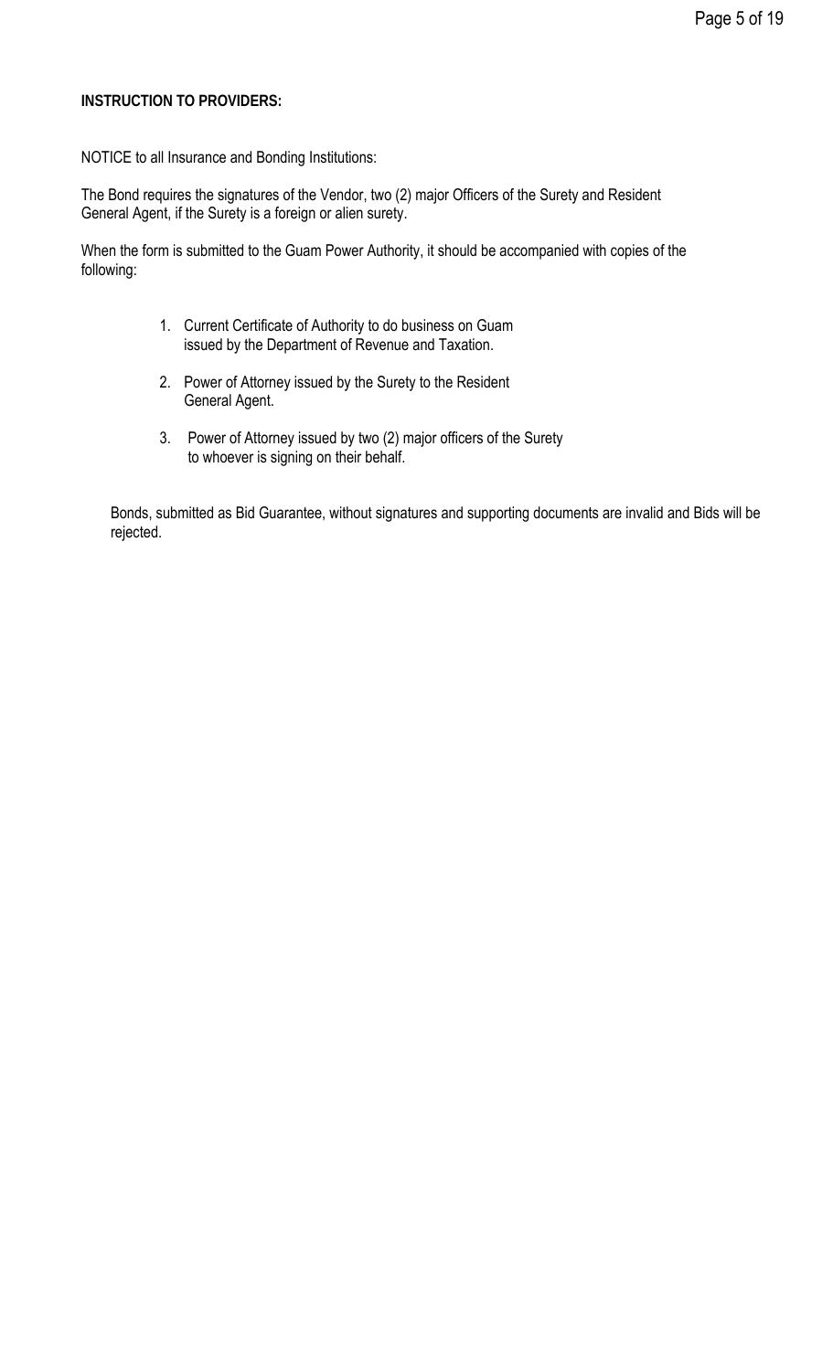**INSTRUCTION TO PROVIDERS:**

NOTICE to all Insurance and Bonding Institutions:

The Bond requires the signatures of the Vendor, two (2) major Officers of the Surety and Resident General Agent, if the Surety is a foreign or alien surety.

When the form is submitted to the Guam Power Authority, it should be accompanied with copies of the following:

1. Current Certificate of Authority to do business on Guam issued by the Department of Revenue and Taxation.
2. Power of Attorney issued by the Surety to the Resident General Agent.
3. Power of Attorney issued by two (2) major officers of the Surety to whoever is signing on their behalf.

Bonds, submitted as Bid Guarantee, without signatures and supporting documents are invalid and Bids will be rejected.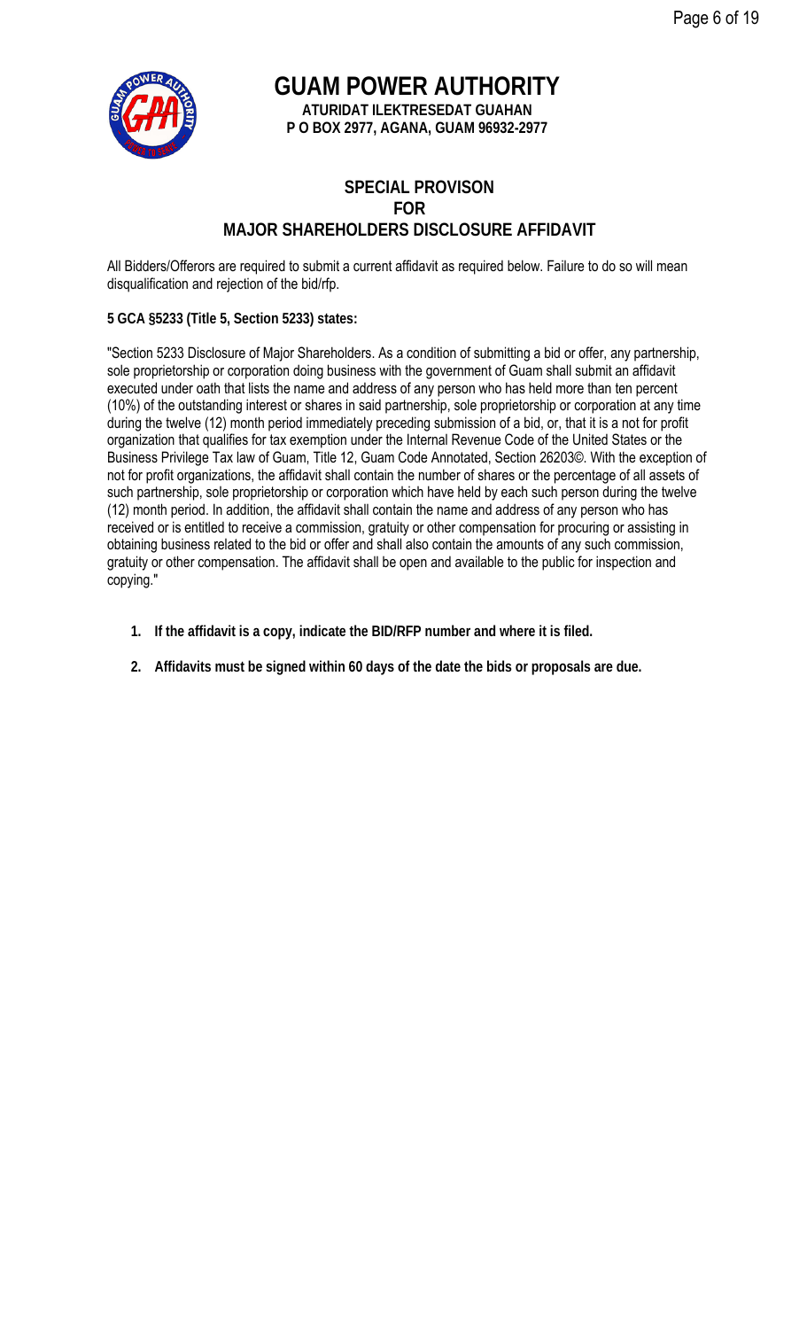# GUAM POWER AUTHORITY

**ATURIDAT ILEKTRESEDAT GUAHAN**
**P O BOX 2977, AGANA, GUAM 96932-2977**

## SPECIAL PROVISON
## FOR
## MAJOR SHAREHOLDERS DISCLOSURE AFFIDAVIT

All Bidders/Offerors are required to submit a current affidavit as required below. Failure to do so will mean disqualification and rejection of the bid/rfp.

**5 GCA §5233 (Title 5, Section 5233) states:**

"Section 5233 Disclosure of Major Shareholders. As a condition of submitting a bid or offer, any partnership, sole proprietorship or corporation doing business with the government of Guam shall submit an affidavit executed under oath that lists the name and address of any person who has held more than ten percent (10%) of the outstanding interest or shares in said partnership, sole proprietorship or corporation at any time during the twelve (12) month period immediately preceding submission of a bid, or, that it is a not for profit organization that qualifies for tax exemption under the Internal Revenue Code of the United States or the Business Privilege Tax law of Guam, Title 12, Guam Code Annotated, Section 26203©. With the exception of not for profit organizations, the affidavit shall contain the number of shares or the percentage of all assets of such partnership, sole proprietorship or corporation which have held by each such person during the twelve (12) month period. In addition, the affidavit shall contain the name and address of any person who has received or is entitled to receive a commission, gratuity or other compensation for procuring or assisting in obtaining business related to the bid or offer and shall also contain the amounts of any such commission, gratuity or other compensation. The affidavit shall be open and available to the public for inspection and copying."

1. **If the affidavit is a copy, indicate the BID/RFP number and where it is filed.**
2. **Affidavits must be signed within 60 days of the date the bids or proposals are due.**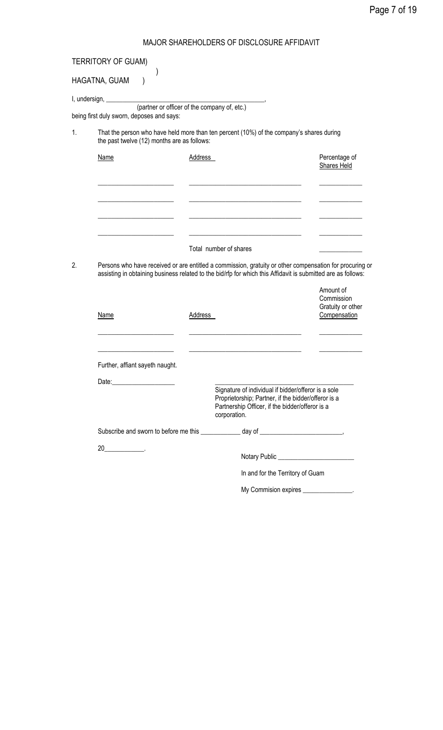# MAJOR SHAREHOLDERS OF DISCLOSURE AFFIDAVIT

TERRITORY OF GUAM)
)
HAGATNA, GUAM )

I, undersign, ______________________________________________,
(partner or officer of the company of, etc.)
being first duly sworn, deposes and says:

1. That the person who have held more than ten percent (10%) of the company's shares during the past twelve (12) months are as follows:

| Name | Address | Percentage of Shares Held |
|---|---|---|
| ____________________ | ______________________________ | ____________ |
| ____________________ | ______________________________ | ____________ |
| ____________________ | ______________________________ | ____________ |
| ____________________ | ______________________________ | ____________ |
| | Total number of shares | ____________ |

2. Persons who have received or are entitled a commission, gratuity or other compensation for procuring or assisting in obtaining business related to the bid/rfp for which this Affidavit is submitted are as follows:

| Name | Address | Amount of Commission Gratuity or other Compensation |
|---|---|---|
| ____________________ | ______________________________ | ____________ |
| ____________________ | ______________________________ | ____________ |

Further, affiant sayeth naught.

Date:_________________

________________________________________
Signature of individual if bidder/offeror is a sole Proprietorship; Partner, if the bidder/offeror is a Partnership Officer, if the bidder/offeror is a corporation.

Subscribe and sworn to before me this ___________ day of ______________________,

20___________.

Notary Public _____________________

In and for the Territory of Guam

My Commision expires ______________.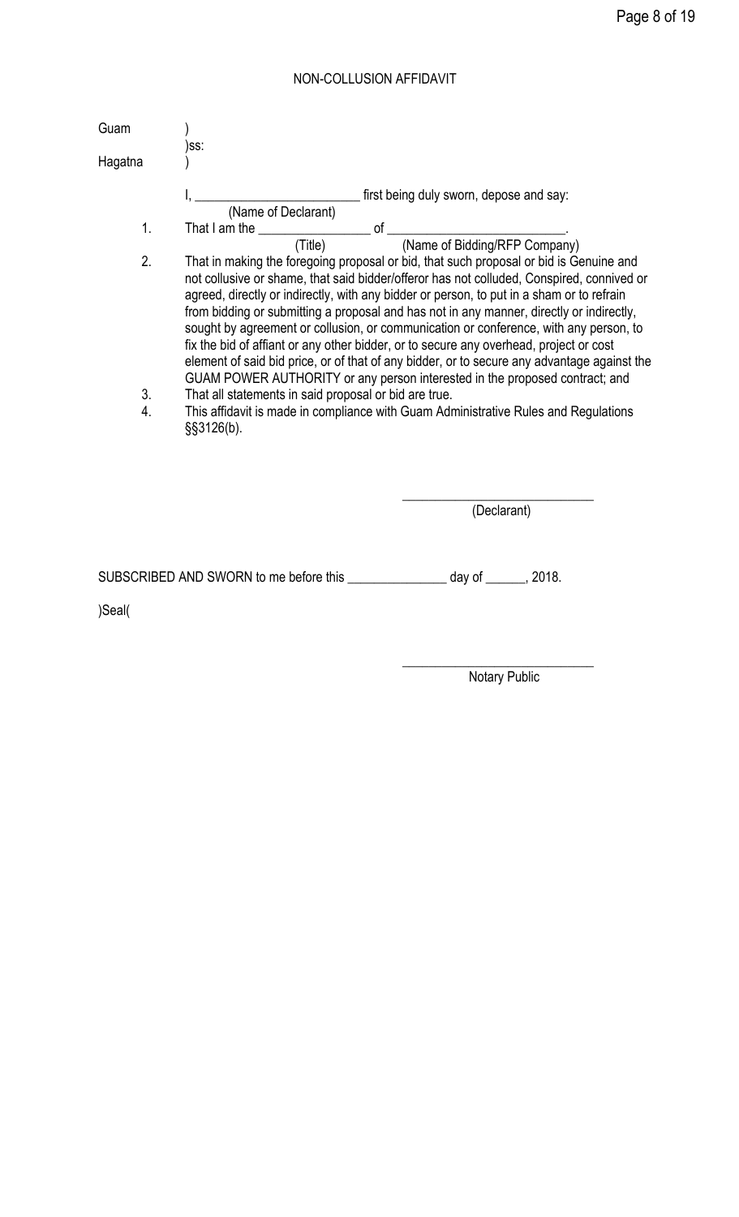NON-COLLUSION AFFIDAVIT

Guam )
)ss:
Hagatna )

I, ________________________ first being duly sworn, depose and say:
(Name of Declarant)

1. That I am the ________________ of __________________________.
(Title) (Name of Bidding/RFP Company)
2. That in making the foregoing proposal or bid, that such proposal or bid is Genuine and not collusive or shame, that said bidder/offeror has not colluded, Conspired, connived or agreed, directly or indirectly, with any bidder or person, to put in a sham or to refrain from bidding or submitting a proposal and has not in any manner, directly or indirectly, sought by agreement or collusion, or communication or conference, with any person, to fix the bid of affiant or any other bidder, or to secure any overhead, project or cost element of said bid price, or of that of any bidder, or to secure any advantage against the GUAM POWER AUTHORITY or any person interested in the proposed contract; and
3. That all statements in said proposal or bid are true.
4. This affidavit is made in compliance with Guam Administrative Rules and Regulations §§3126(b).

____________________________
(Declarant)

SUBSCRIBED AND SWORN to me before this _______________ day of ______, 2018.

)Seal(

____________________________
Notary Public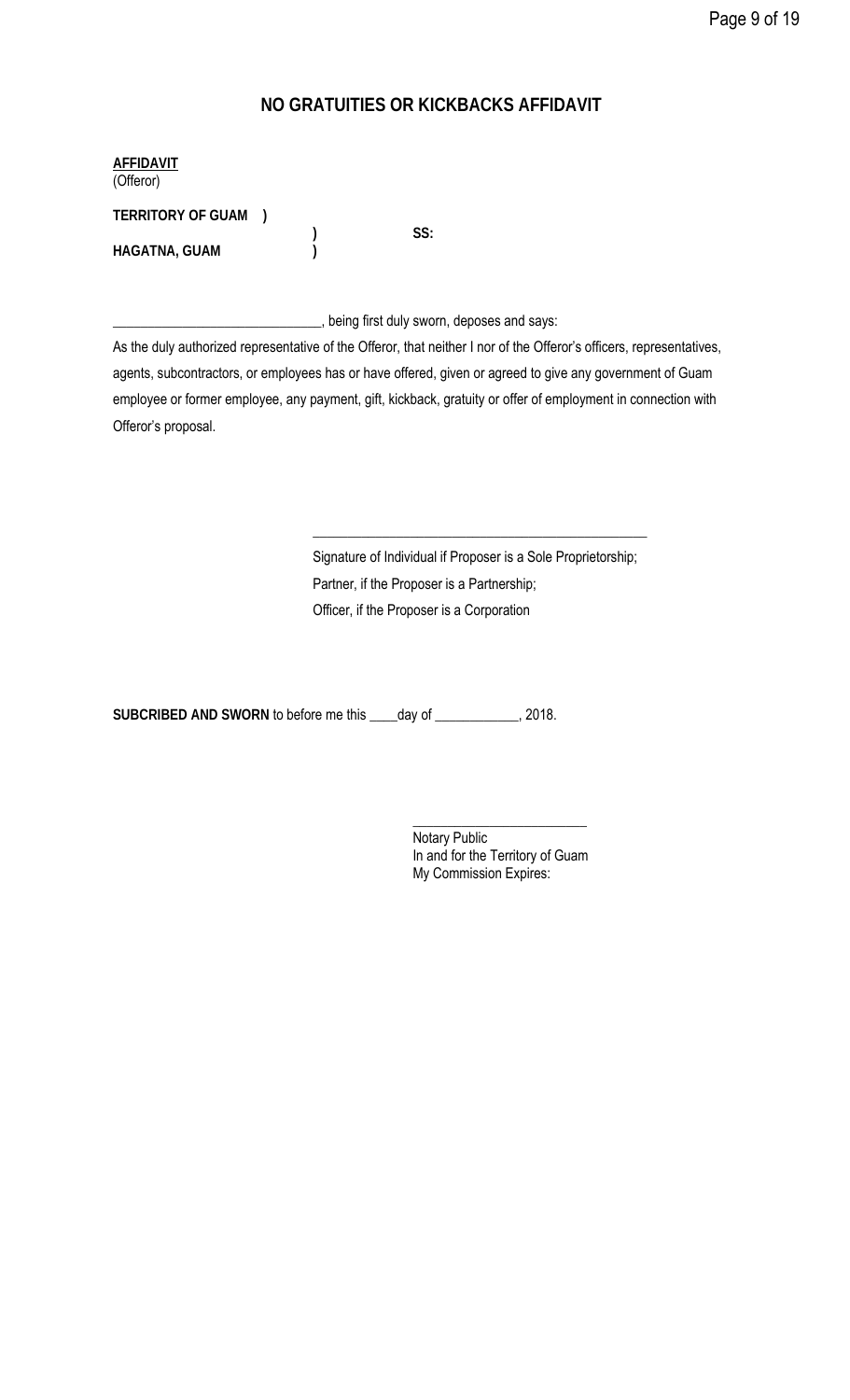## NO GRATUITIES OR KICKBACKS AFFIDAVIT

**AFFIDAVIT**
(Offeror)

**TERRITORY OF GUAM )**
**) SS:**
**HAGATNA, GUAM )**

\_\_\_\_\_\_\_\_\_\_\_\_\_\_\_\_\_\_\_\_\_\_\_\_\_\_\_\_\_\_, being first duly sworn, deposes and says:

As the duly authorized representative of the Offeror, that neither I nor of the Offeror's officers, representatives, agents, subcontractors, or employees has or have offered, given or agreed to give any government of Guam employee or former employee, any payment, gift, kickback, gratuity or offer of employment in connection with Offeror's proposal.

\_\_\_\_\_\_\_\_\_\_\_\_\_\_\_\_\_\_\_\_\_\_\_\_\_\_\_\_\_\_\_\_\_\_\_\_\_\_\_\_\_\_\_\_\_\_

Signature of Individual if Proposer is a Sole Proprietorship;
Partner, if the Proposer is a Partnership;
Officer, if the Proposer is a Corporation

**SUBCRIBED AND SWORN** to before me this \_\_\_\_day of \_\_\_\_\_\_\_\_\_\_\_\_, 2018.

\_\_\_\_\_\_\_\_\_\_\_\_\_\_\_\_\_\_\_\_\_\_\_\_\_

Notary Public
In and for the Territory of Guam
My Commission Expires: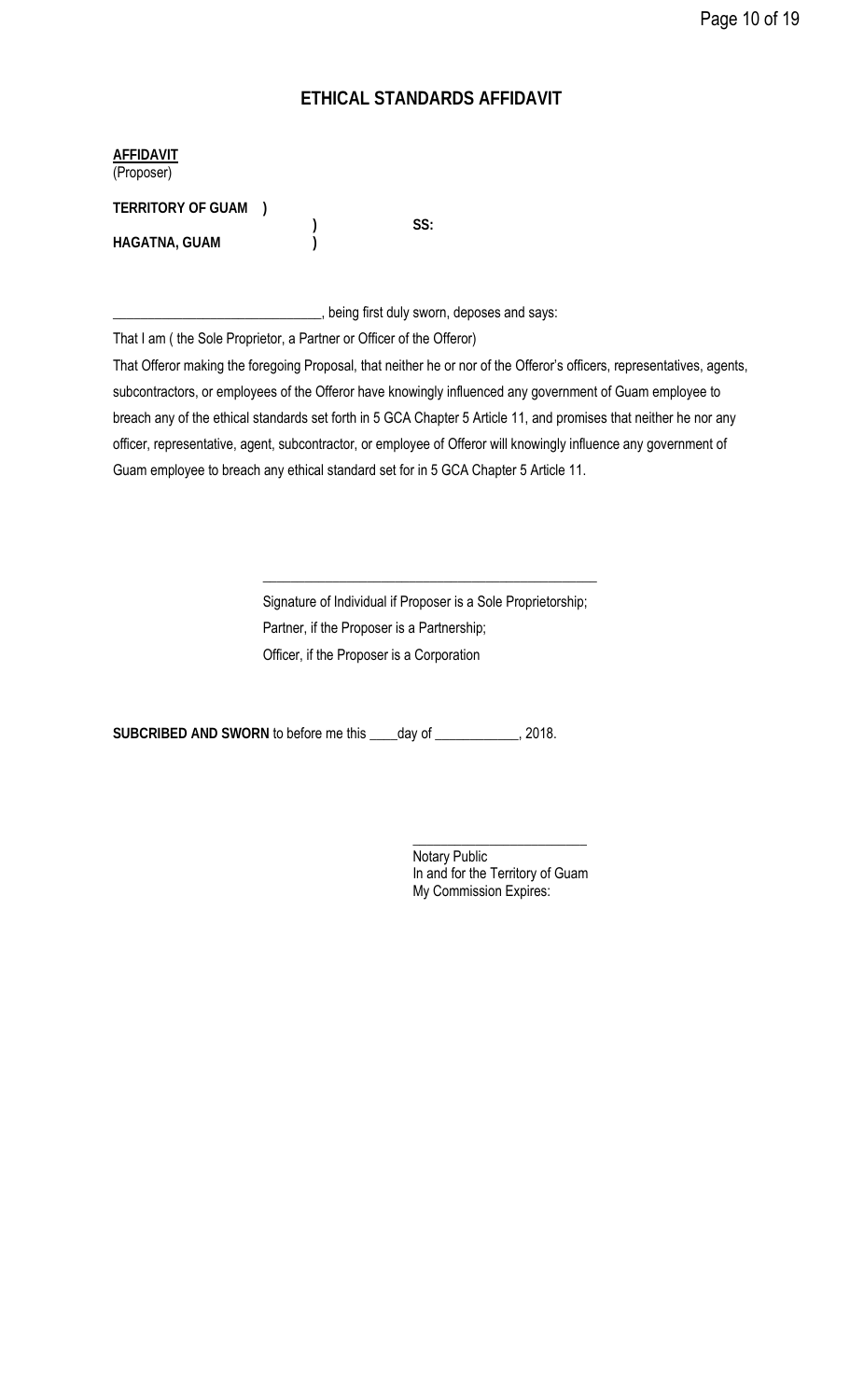# ETHICAL STANDARDS AFFIDAVIT

**AFFIDAVIT**
(Proposer)

**TERRITORY OF GUAM )**
**) SS:**
**HAGATNA, GUAM )**

______________________________, being first duly sworn, deposes and says:

That I am ( the Sole Proprietor, a Partner or Officer of the Offeror)

That Offeror making the foregoing Proposal, that neither he or nor of the Offeror's officers, representatives, agents, subcontractors, or employees of the Offeror have knowingly influenced any government of Guam employee to breach any of the ethical standards set forth in 5 GCA Chapter 5 Article 11, and promises that neither he nor any officer, representative, agent, subcontractor, or employee of Offeror will knowingly influence any government of Guam employee to breach any ethical standard set for in 5 GCA Chapter 5 Article 11.

_______________________________________________

Signature of Individual if Proposer is a Sole Proprietorship;
Partner, if the Proposer is a Partnership;
Officer, if the Proposer is a Corporation

**SUBCRIBED AND SWORN** to before me this ____day of ____________, 2018.

_________________________

Notary Public
In and for the Territory of Guam
My Commission Expires: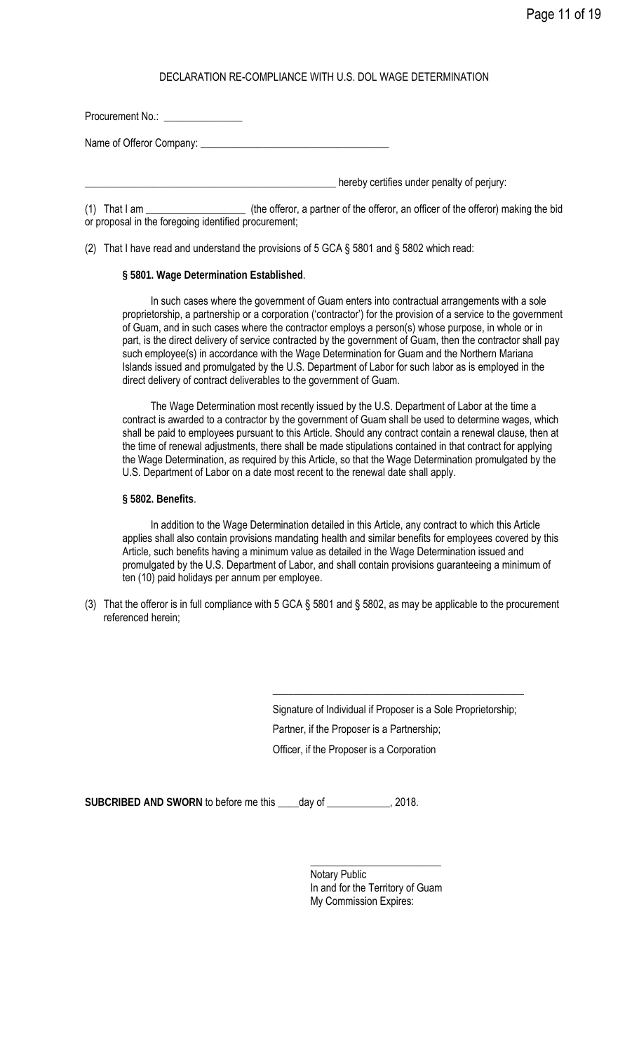## DECLARATION RE-COMPLIANCE WITH U.S. DOL WAGE DETERMINATION

Procurement No.: _______________

Name of Offeror Company: ____________________________________

_________________________________________________ hereby certifies under penalty of perjury:

(1) That I am ___________________ (the offeror, a partner of the offeror, an officer of the offeror) making the bid or proposal in the foregoing identified procurement;

(2) That I have read and understand the provisions of 5 GCA § 5801 and § 5802 which read:

**§ 5801. Wage Determination Established**.

In such cases where the government of Guam enters into contractual arrangements with a sole proprietorship, a partnership or a corporation ('contractor') for the provision of a service to the government of Guam, and in such cases where the contractor employs a person(s) whose purpose, in whole or in part, is the direct delivery of service contracted by the government of Guam, then the contractor shall pay such employee(s) in accordance with the Wage Determination for Guam and the Northern Mariana Islands issued and promulgated by the U.S. Department of Labor for such labor as is employed in the direct delivery of contract deliverables to the government of Guam.

The Wage Determination most recently issued by the U.S. Department of Labor at the time a contract is awarded to a contractor by the government of Guam shall be used to determine wages, which shall be paid to employees pursuant to this Article. Should any contract contain a renewal clause, then at the time of renewal adjustments, there shall be made stipulations contained in that contract for applying the Wage Determination, as required by this Article, so that the Wage Determination promulgated by the U.S. Department of Labor on a date most recent to the renewal date shall apply.

**§ 5802. Benefits**.

In addition to the Wage Determination detailed in this Article, any contract to which this Article applies shall also contain provisions mandating health and similar benefits for employees covered by this Article, such benefits having a minimum value as detailed in the Wage Determination issued and promulgated by the U.S. Department of Labor, and shall contain provisions guaranteeing a minimum of ten (10) paid holidays per annum per employee.

(3) That the offeror is in full compliance with 5 GCA § 5801 and § 5802, as may be applicable to the procurement referenced herein;

_________________________________________________

Signature of Individual if Proposer is a Sole Proprietorship;

Partner, if the Proposer is a Partnership;

Officer, if the Proposer is a Corporation

**SUBCRIBED AND SWORN** to before me this ____day of ____________, 2018.

_________________________

Notary Public

In and for the Territory of Guam

My Commission Expires: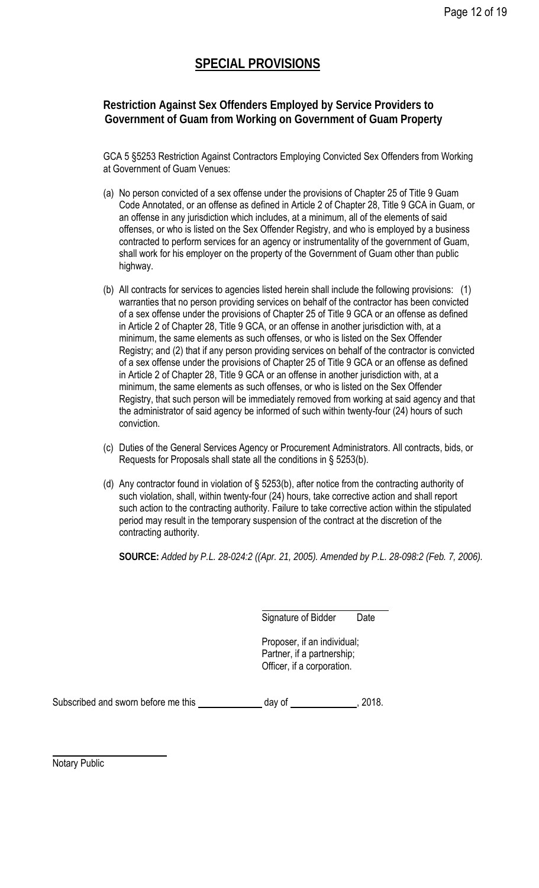# SPECIAL PROVISIONS

## Restriction Against Sex Offenders Employed by Service Providers to Government of Guam from Working on Government of Guam Property

GCA 5 §5253 Restriction Against Contractors Employing Convicted Sex Offenders from Working at Government of Guam Venues:

(a) No person convicted of a sex offense under the provisions of Chapter 25 of Title 9 Guam Code Annotated, or an offense as defined in Article 2 of Chapter 28, Title 9 GCA in Guam, or an offense in any jurisdiction which includes, at a minimum, all of the elements of said offenses, or who is listed on the Sex Offender Registry, and who is employed by a business contracted to perform services for an agency or instrumentality of the government of Guam, shall work for his employer on the property of the Government of Guam other than public highway.

(b) All contracts for services to agencies listed herein shall include the following provisions: (1) warranties that no person providing services on behalf of the contractor has been convicted of a sex offense under the provisions of Chapter 25 of Title 9 GCA or an offense as defined in Article 2 of Chapter 28, Title 9 GCA, or an offense in another jurisdiction with, at a minimum, the same elements as such offenses, or who is listed on the Sex Offender Registry; and (2) that if any person providing services on behalf of the contractor is convicted of a sex offense under the provisions of Chapter 25 of Title 9 GCA or an offense as defined in Article 2 of Chapter 28, Title 9 GCA or an offense in another jurisdiction with, at a minimum, the same elements as such offenses, or who is listed on the Sex Offender Registry, that such person will be immediately removed from working at said agency and that the administrator of said agency be informed of such within twenty-four (24) hours of such conviction.

(c) Duties of the General Services Agency or Procurement Administrators. All contracts, bids, or Requests for Proposals shall state all the conditions in § 5253(b).

(d) Any contractor found in violation of § 5253(b), after notice from the contracting authority of such violation, shall, within twenty-four (24) hours, take corrective action and shall report such action to the contracting authority. Failure to take corrective action within the stipulated period may result in the temporary suspension of the contract at the discretion of the contracting authority.

**SOURCE:** *Added by P.L. 28-024:2 ((Apr. 21, 2005). Amended by P.L. 28-098:2 (Feb. 7, 2006).*

\_\_\_\_\_\_\_\_\_\_\_\_\_\_\_\_\_\_\_\_\_\_\_\_
Signature of Bidder Date

Proposer, if an individual;
Partner, if a partnership;
Officer, if a corporation.

Subscribed and sworn before me this \_\_\_\_\_\_\_\_\_\_\_\_ day of \_\_\_\_\_\_\_\_\_\_\_\_\_, 2018.

\_\_\_\_\_\_\_\_\_\_\_\_\_\_\_\_\_\_\_\_\_\_\_\_
Notary Public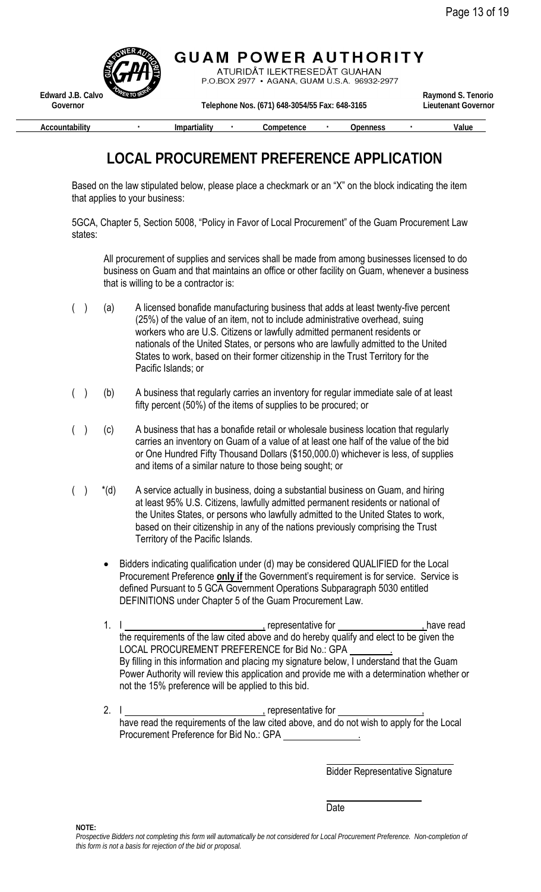GUAM POWER AUTHORITY

ATURIDÅT ILEKTRESEDÅT GUAHAN
P.O.BOX 2977 • AGANA, GUAM U.S.A. 96932-2977

Edward J.B. Calvo
Governor

Telephone Nos. (671) 648-3054/55 Fax: 648-3165

Raymond S. Tenorio
Lieutenant Governor

Accountability • Impartiality • Competence • Openness • Value

# LOCAL PROCUREMENT PREFERENCE APPLICATION

Based on the law stipulated below, please place a checkmark or an "X" on the block indicating the item that applies to your business:

5GCA, Chapter 5, Section 5008, "Policy in Favor of Local Procurement" of the Guam Procurement Law states:

> All procurement of supplies and services shall be made from among businesses licensed to do business on Guam and that maintains an office or other facility on Guam, whenever a business that is willing to be a contractor is:

( ) (a) A licensed bonafide manufacturing business that adds at least twenty-five percent (25%) of the value of an item, not to include administrative overhead, suing workers who are U.S. Citizens or lawfully admitted permanent residents or nationals of the United States, or persons who are lawfully admitted to the United States to work, based on their former citizenship in the Trust Territory for the Pacific Islands; or

( ) (b) A business that regularly carries an inventory for regular immediate sale of at least fifty percent (50%) of the items of supplies to be procured; or

( ) (c) A business that has a bonafide retail or wholesale business location that regularly carries an inventory on Guam of a value of at least one half of the value of the bid or One Hundred Fifty Thousand Dollars ($150,000.0) whichever is less, of supplies and items of a similar nature to those being sought; or

( ) *(d) A service actually in business, doing a substantial business on Guam, and hiring at least 95% U.S. Citizens, lawfully admitted permanent residents or national of the Unites States, or persons who lawfully admitted to the United States to work, based on their citizenship in any of the nations previously comprising the Trust Territory of the Pacific Islands.

- Bidders indicating qualification under (d) may be considered QUALIFIED for the Local Procurement Preference **only if** the Government's requirement is for service. Service is defined Pursuant to 5 GCA Government Operations Subparagraph 5030 entitled DEFINITIONS under Chapter 5 of the Guam Procurement Law.

1. I ____________________________, representative for __________________, have read the requirements of the law cited above and do hereby qualify and elect to be given the LOCAL PROCUREMENT PREFERENCE for Bid No.: GPA _________.
   By filling in this information and placing my signature below, I understand that the Guam Power Authority will review this application and provide me with a determination whether or not the 15% preference will be applied to this bid.

2. I ____________________________, representative for __________________, have read the requirements of the law cited above, and do not wish to apply for the Local Procurement Preference for Bid No.: GPA ________________.

____________________________
Bidder Representative Signature

____________________
Date

**NOTE:**
*Prospective Bidders not completing this form will automatically be not considered for Local Procurement Preference. Non-completion of this form is not a basis for rejection of the bid or proposal.*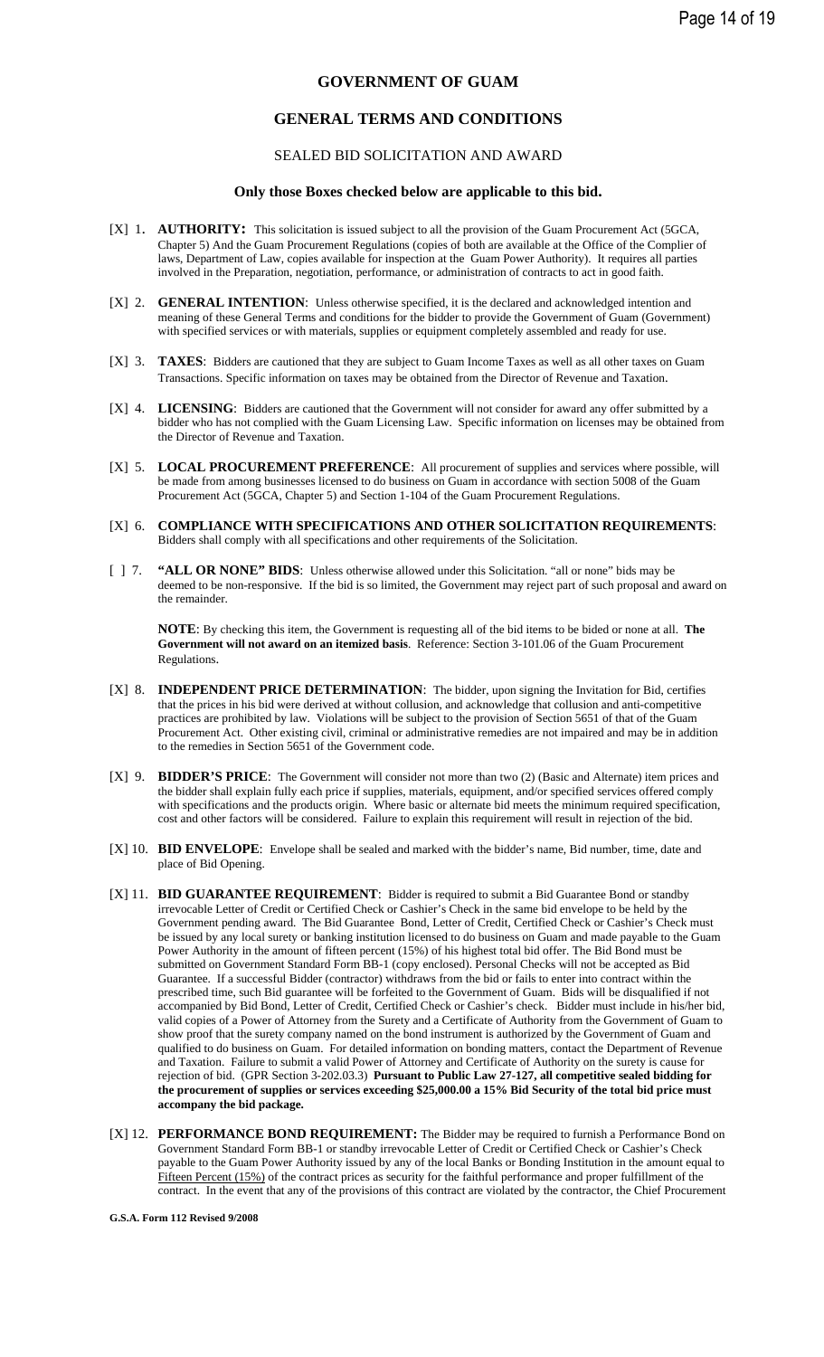## GOVERNMENT OF GUAM

## GENERAL TERMS AND CONDITIONS

### SEALED BID SOLICITATION AND AWARD

**Only those Boxes checked below are applicable to this bid.**

[X] 1. **AUTHORITY:** This solicitation is issued subject to all the provision of the Guam Procurement Act (5GCA, Chapter 5) And the Guam Procurement Regulations (copies of both are available at the Office of the Complier of laws, Department of Law, copies available for inspection at the Guam Power Authority). It requires all parties involved in the Preparation, negotiation, performance, or administration of contracts to act in good faith.

[X] 2. **GENERAL INTENTION**: Unless otherwise specified, it is the declared and acknowledged intention and meaning of these General Terms and conditions for the bidder to provide the Government of Guam (Government) with specified services or with materials, supplies or equipment completely assembled and ready for use.

[X] 3. **TAXES**: Bidders are cautioned that they are subject to Guam Income Taxes as well as all other taxes on Guam Transactions. Specific information on taxes may be obtained from the Director of Revenue and Taxation.

[X] 4. **LICENSING**: Bidders are cautioned that the Government will not consider for award any offer submitted by a bidder who has not complied with the Guam Licensing Law. Specific information on licenses may be obtained from the Director of Revenue and Taxation.

[X] 5. **LOCAL PROCUREMENT PREFERENCE**: All procurement of supplies and services where possible, will be made from among businesses licensed to do business on Guam in accordance with section 5008 of the Guam Procurement Act (5GCA, Chapter 5) and Section 1-104 of the Guam Procurement Regulations.

[X] 6. **COMPLIANCE WITH SPECIFICATIONS AND OTHER SOLICITATION REQUIREMENTS**: Bidders shall comply with all specifications and other requirements of the Solicitation.

[ ] 7. **"ALL OR NONE" BIDS**: Unless otherwise allowed under this Solicitation. "all or none" bids may be deemed to be non-responsive. If the bid is so limited, the Government may reject part of such proposal and award on the remainder.

**NOTE**: By checking this item, the Government is requesting all of the bid items to be bided or none at all. **The Government will not award on an itemized basis**. Reference: Section 3-101.06 of the Guam Procurement Regulations.

[X] 8. **INDEPENDENT PRICE DETERMINATION**: The bidder, upon signing the Invitation for Bid, certifies that the prices in his bid were derived at without collusion, and acknowledge that collusion and anti-competitive practices are prohibited by law. Violations will be subject to the provision of Section 5651 of that of the Guam Procurement Act. Other existing civil, criminal or administrative remedies are not impaired and may be in addition to the remedies in Section 5651 of the Government code.

[X] 9. **BIDDER'S PRICE**: The Government will consider not more than two (2) (Basic and Alternate) item prices and the bidder shall explain fully each price if supplies, materials, equipment, and/or specified services offered comply with specifications and the products origin. Where basic or alternate bid meets the minimum required specification, cost and other factors will be considered. Failure to explain this requirement will result in rejection of the bid.

[X] 10. **BID ENVELOPE**: Envelope shall be sealed and marked with the bidder's name, Bid number, time, date and place of Bid Opening.

[X] 11. **BID GUARANTEE REQUIREMENT**: Bidder is required to submit a Bid Guarantee Bond or standby irrevocable Letter of Credit or Certified Check or Cashier's Check in the same bid envelope to be held by the Government pending award. The Bid Guarantee Bond, Letter of Credit, Certified Check or Cashier's Check must be issued by any local surety or banking institution licensed to do business on Guam and made payable to the Guam Power Authority in the amount of fifteen percent (15%) of his highest total bid offer. The Bid Bond must be submitted on Government Standard Form BB-1 (copy enclosed). Personal Checks will not be accepted as Bid Guarantee. If a successful Bidder (contractor) withdraws from the bid or fails to enter into contract within the prescribed time, such Bid guarantee will be forfeited to the Government of Guam. Bids will be disqualified if not accompanied by Bid Bond, Letter of Credit, Certified Check or Cashier's check. Bidder must include in his/her bid, valid copies of a Power of Attorney from the Surety and a Certificate of Authority from the Government of Guam to show proof that the surety company named on the bond instrument is authorized by the Government of Guam and qualified to do business on Guam. For detailed information on bonding matters, contact the Department of Revenue and Taxation. Failure to submit a valid Power of Attorney and Certificate of Authority on the surety is cause for rejection of bid. (GPR Section 3-202.03.3) **Pursuant to Public Law 27-127, all competitive sealed bidding for the procurement of supplies or services exceeding $25,000.00 a 15% Bid Security of the total bid price must accompany the bid package.**

[X] 12. **PERFORMANCE BOND REQUIREMENT:** The Bidder may be required to furnish a Performance Bond on Government Standard Form BB-1 or standby irrevocable Letter of Credit or Certified Check or Cashier's Check payable to the Guam Power Authority issued by any of the local Banks or Bonding Institution in the amount equal to Fifteen Percent (15%) of the contract prices as security for the faithful performance and proper fulfillment of the contract. In the event that any of the provisions of this contract are violated by the contractor, the Chief Procurement

**G.S.A. Form 112 Revised 9/2008**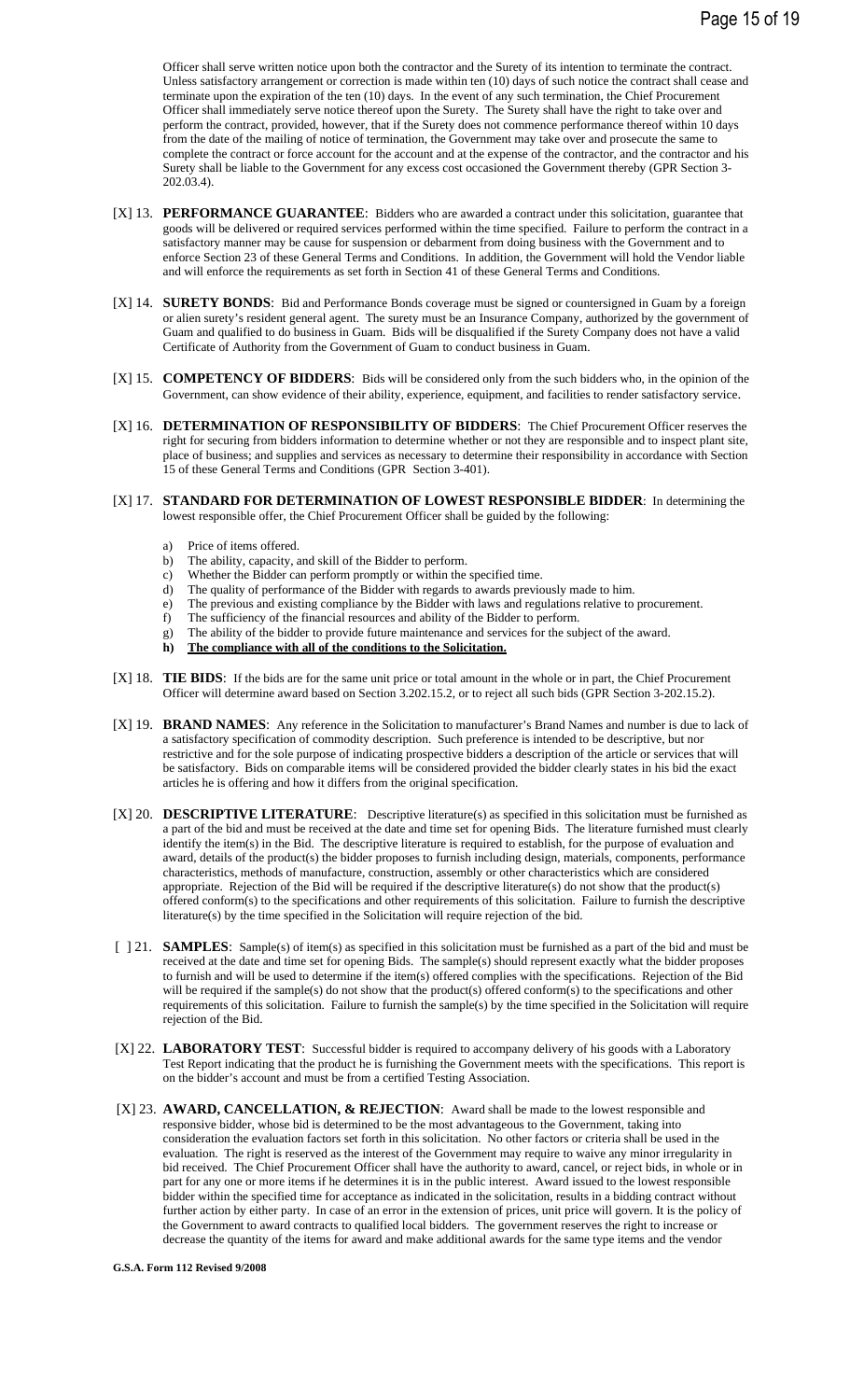Officer shall serve written notice upon both the contractor and the Surety of its intention to terminate the contract. Unless satisfactory arrangement or correction is made within ten (10) days of such notice the contract shall cease and terminate upon the expiration of the ten (10) days. In the event of any such termination, the Chief Procurement Officer shall immediately serve notice thereof upon the Surety. The Surety shall have the right to take over and perform the contract, provided, however, that if the Surety does not commence performance thereof within 10 days from the date of the mailing of notice of termination, the Government may take over and prosecute the same to complete the contract or force account for the account and at the expense of the contractor, and the contractor and his Surety shall be liable to the Government for any excess cost occasioned the Government thereby (GPR Section 3-202.03.4).

[X] 13. **PERFORMANCE GUARANTEE**: Bidders who are awarded a contract under this solicitation, guarantee that goods will be delivered or required services performed within the time specified. Failure to perform the contract in a satisfactory manner may be cause for suspension or debarment from doing business with the Government and to enforce Section 23 of these General Terms and Conditions. In addition, the Government will hold the Vendor liable and will enforce the requirements as set forth in Section 41 of these General Terms and Conditions.

[X] 14. **SURETY BONDS**: Bid and Performance Bonds coverage must be signed or countersigned in Guam by a foreign or alien surety's resident general agent. The surety must be an Insurance Company, authorized by the government of Guam and qualified to do business in Guam. Bids will be disqualified if the Surety Company does not have a valid Certificate of Authority from the Government of Guam to conduct business in Guam.

[X] 15. **COMPETENCY OF BIDDERS**: Bids will be considered only from the such bidders who, in the opinion of the Government, can show evidence of their ability, experience, equipment, and facilities to render satisfactory service.

[X] 16. **DETERMINATION OF RESPONSIBILITY OF BIDDERS**: The Chief Procurement Officer reserves the right for securing from bidders information to determine whether or not they are responsible and to inspect plant site, place of business; and supplies and services as necessary to determine their responsibility in accordance with Section 15 of these General Terms and Conditions (GPR Section 3-401).

[X] 17. **STANDARD FOR DETERMINATION OF LOWEST RESPONSIBLE BIDDER**: In determining the lowest responsible offer, the Chief Procurement Officer shall be guided by the following:

a) Price of items offered.
b) The ability, capacity, and skill of the Bidder to perform.
c) Whether the Bidder can perform promptly or within the specified time.
d) The quality of performance of the Bidder with regards to awards previously made to him.
e) The previous and existing compliance by the Bidder with laws and regulations relative to procurement.
f) The sufficiency of the financial resources and ability of the Bidder to perform.
g) The ability of the bidder to provide future maintenance and services for the subject of the award.
**h) <u>The compliance with all of the conditions to the Solicitation.</u>**

[X] 18. **TIE BIDS**: If the bids are for the same unit price or total amount in the whole or in part, the Chief Procurement Officer will determine award based on Section 3.202.15.2, or to reject all such bids (GPR Section 3-202.15.2).

[X] 19. **BRAND NAMES**: Any reference in the Solicitation to manufacturer's Brand Names and number is due to lack of a satisfactory specification of commodity description. Such preference is intended to be descriptive, but nor restrictive and for the sole purpose of indicating prospective bidders a description of the article or services that will be satisfactory. Bids on comparable items will be considered provided the bidder clearly states in his bid the exact articles he is offering and how it differs from the original specification.

[X] 20. **DESCRIPTIVE LITERATURE**: Descriptive literature(s) as specified in this solicitation must be furnished as a part of the bid and must be received at the date and time set for opening Bids. The literature furnished must clearly identify the item(s) in the Bid. The descriptive literature is required to establish, for the purpose of evaluation and award, details of the product(s) the bidder proposes to furnish including design, materials, components, performance characteristics, methods of manufacture, construction, assembly or other characteristics which are considered appropriate. Rejection of the Bid will be required if the descriptive literature(s) do not show that the product(s) offered conform(s) to the specifications and other requirements of this solicitation. Failure to furnish the descriptive literature(s) by the time specified in the Solicitation will require rejection of the bid.

[ ] 21. **SAMPLES**: Sample(s) of item(s) as specified in this solicitation must be furnished as a part of the bid and must be received at the date and time set for opening Bids. The sample(s) should represent exactly what the bidder proposes to furnish and will be used to determine if the item(s) offered complies with the specifications. Rejection of the Bid will be required if the sample(s) do not show that the product(s) offered conform(s) to the specifications and other requirements of this solicitation. Failure to furnish the sample(s) by the time specified in the Solicitation will require rejection of the Bid.

[X] 22. **LABORATORY TEST**: Successful bidder is required to accompany delivery of his goods with a Laboratory Test Report indicating that the product he is furnishing the Government meets with the specifications. This report is on the bidder's account and must be from a certified Testing Association.

[X] 23. **AWARD, CANCELLATION, & REJECTION**: Award shall be made to the lowest responsible and responsive bidder, whose bid is determined to be the most advantageous to the Government, taking into consideration the evaluation factors set forth in this solicitation. No other factors or criteria shall be used in the evaluation. The right is reserved as the interest of the Government may require to waive any minor irregularity in bid received. The Chief Procurement Officer shall have the authority to award, cancel, or reject bids, in whole or in part for any one or more items if he determines it is in the public interest. Award issued to the lowest responsible bidder within the specified time for acceptance as indicated in the solicitation, results in a bidding contract without further action by either party. In case of an error in the extension of prices, unit price will govern. It is the policy of the Government to award contracts to qualified local bidders. The government reserves the right to increase or decrease the quantity of the items for award and make additional awards for the same type items and the vendor

**G.S.A. Form 112 Revised 9/2008**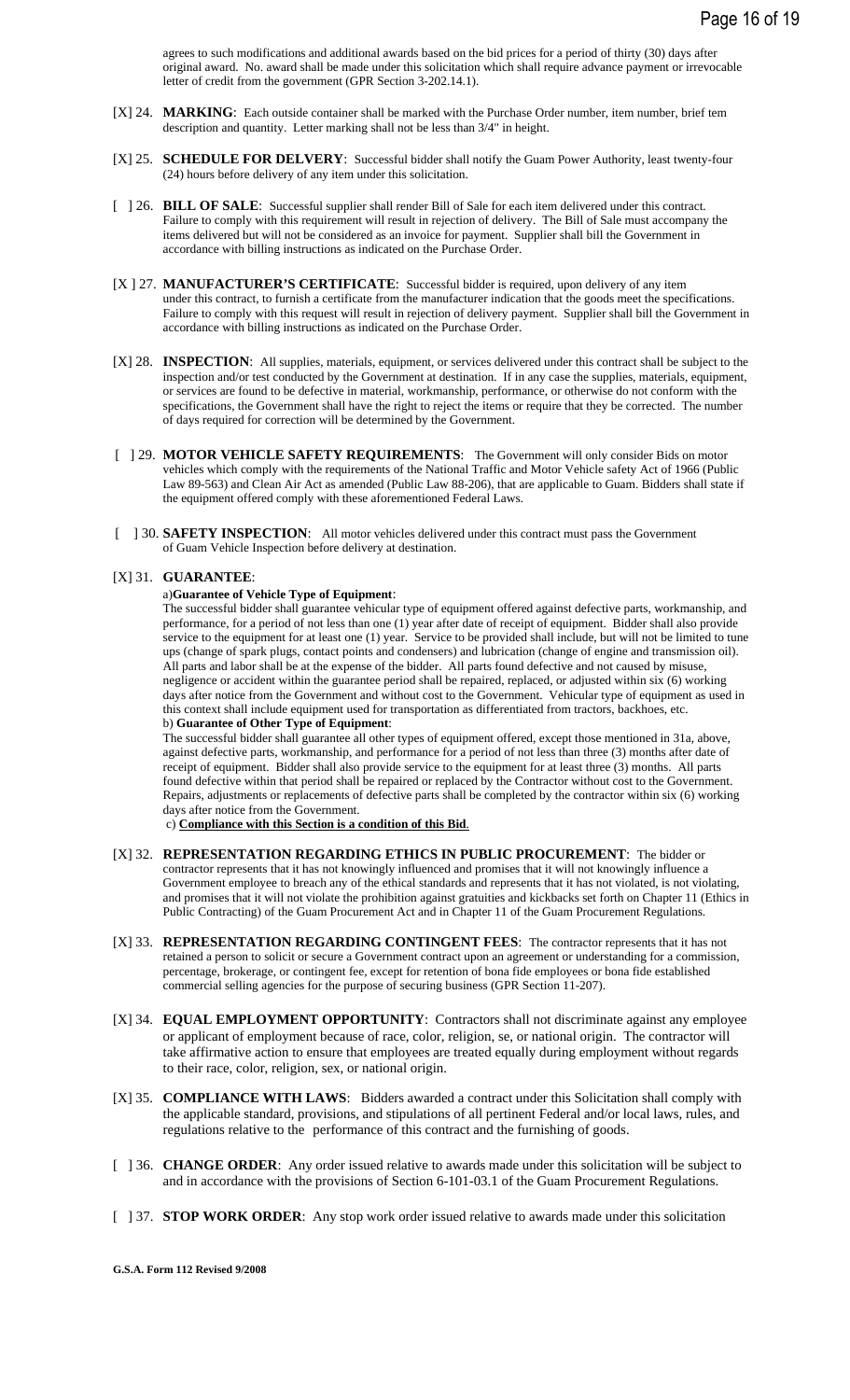agrees to such modifications and additional awards based on the bid prices for a period of thirty (30) days after original award. No. award shall be made under this solicitation which shall require advance payment or irrevocable letter of credit from the government (GPR Section 3-202.14.1).

[X] 24. **MARKING**: Each outside container shall be marked with the Purchase Order number, item number, brief tem description and quantity. Letter marking shall not be less than 3/4" in height.

[X] 25. **SCHEDULE FOR DELIVERY**: Successful bidder shall notify the Guam Power Authority, least twenty-four (24) hours before delivery of any item under this solicitation.

[ ] 26. **BILL OF SALE**: Successful supplier shall render Bill of Sale for each item delivered under this contract. Failure to comply with this requirement will result in rejection of delivery. The Bill of Sale must accompany the items delivered but will not be considered as an invoice for payment. Supplier shall bill the Government in accordance with billing instructions as indicated on the Purchase Order.

[X ] 27. **MANUFACTURER'S CERTIFICATE**: Successful bidder is required, upon delivery of any item under this contract, to furnish a certificate from the manufacturer indication that the goods meet the specifications. Failure to comply with this request will result in rejection of delivery payment. Supplier shall bill the Government in accordance with billing instructions as indicated on the Purchase Order.

[X] 28. **INSPECTION**: All supplies, materials, equipment, or services delivered under this contract shall be subject to the inspection and/or test conducted by the Government at destination. If in any case the supplies, materials, equipment, or services are found to be defective in material, workmanship, performance, or otherwise do not conform with the specifications, the Government shall have the right to reject the items or require that they be corrected. The number of days required for correction will be determined by the Government.

[ ] 29. **MOTOR VEHICLE SAFETY REQUIREMENTS**: The Government will only consider Bids on motor vehicles which comply with the requirements of the National Traffic and Motor Vehicle safety Act of 1966 (Public Law 89-563) and Clean Air Act as amended (Public Law 88-206), that are applicable to Guam. Bidders shall state if the equipment offered comply with these aforementioned Federal Laws.

[ ] 30. **SAFETY INSPECTION**: All motor vehicles delivered under this contract must pass the Government of Guam Vehicle Inspection before delivery at destination.

[X] 31. **GUARANTEE**:

a)**Guarantee of Vehicle Type of Equipment**:
The successful bidder shall guarantee vehicular type of equipment offered against defective parts, workmanship, and performance, for a period of not less than one (1) year after date of receipt of equipment. Bidder shall also provide service to the equipment for at least one (1) year. Service to be provided shall include, but will not be limited to tune ups (change of spark plugs, contact points and condensers) and lubrication (change of engine and transmission oil). All parts and labor shall be at the expense of the bidder. All parts found defective and not caused by misuse, negligence or accident within the guarantee period shall be repaired, replaced, or adjusted within six (6) working days after notice from the Government and without cost to the Government. Vehicular type of equipment as used in this context shall include equipment used for transportation as differentiated from tractors, backhoes, etc.

b) **Guarantee of Other Type of Equipment**:
The successful bidder shall guarantee all other types of equipment offered, except those mentioned in 31a, above, against defective parts, workmanship, and performance for a period of not less than three (3) months after date of receipt of equipment. Bidder shall also provide service to the equipment for at least three (3) months. All parts found defective within that period shall be repaired or replaced by the Contractor without cost to the Government. Repairs, adjustments or replacements of defective parts shall be completed by the contractor within six (6) working days after notice from the Government.

c) **Compliance with this Section is a condition of this Bid**.

[X] 32. **REPRESENTATION REGARDING ETHICS IN PUBLIC PROCUREMENT**: The bidder or contractor represents that it has not knowingly influenced and promises that it will not knowingly influence a Government employee to breach any of the ethical standards and represents that it has not violated, is not violating, and promises that it will not violate the prohibition against gratuities and kickbacks set forth on Chapter 11 (Ethics in Public Contracting) of the Guam Procurement Act and in Chapter 11 of the Guam Procurement Regulations.

[X] 33. **REPRESENTATION REGARDING CONTINGENT FEES**: The contractor represents that it has not retained a person to solicit or secure a Government contract upon an agreement or understanding for a commission, percentage, brokerage, or contingent fee, except for retention of bona fide employees or bona fide established commercial selling agencies for the purpose of securing business (GPR Section 11-207).

[X] 34. **EQUAL EMPLOYMENT OPPORTUNITY**: Contractors shall not discriminate against any employee or applicant of employment because of race, color, religion, se, or national origin. The contractor will take affirmative action to ensure that employees are treated equally during employment without regards to their race, color, religion, sex, or national origin.

[X] 35. **COMPLIANCE WITH LAWS**: Bidders awarded a contract under this Solicitation shall comply with the applicable standard, provisions, and stipulations of all pertinent Federal and/or local laws, rules, and regulations relative to the performance of this contract and the furnishing of goods.

[ ] 36. **CHANGE ORDER**: Any order issued relative to awards made under this solicitation will be subject to and in accordance with the provisions of Section 6-101-03.1 of the Guam Procurement Regulations.

[ ] 37. **STOP WORK ORDER**: Any stop work order issued relative to awards made under this solicitation

**G.S.A. Form 112 Revised 9/2008**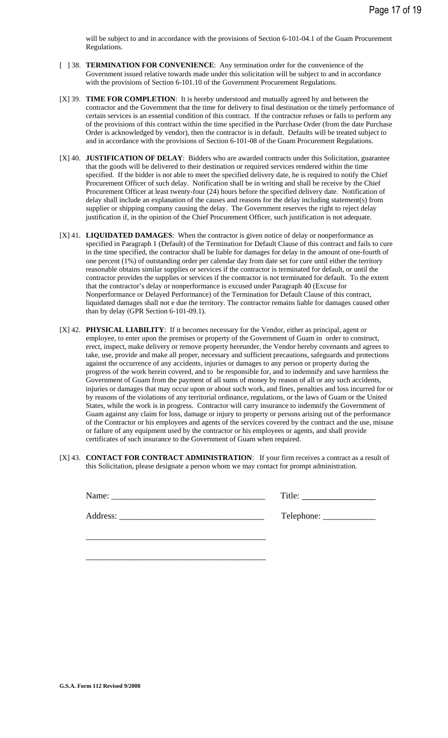will be subject to and in accordance with the provisions of Section 6-101-04.1 of the Guam Procurement Regulations.

[ ] 38. **TERMINATION FOR CONVENIENCE**: Any termination order for the convenience of the Government issued relative towards made under this solicitation will be subject to and in accordance with the provisions of Section 6-101.10 of the Government Procurement Regulations.

[X] 39. **TIME FOR COMPLETION**: It is hereby understood and mutually agreed by and between the contractor and the Government that the time for delivery to final destination or the timely performance of certain services is an essential condition of this contract. If the contractor refuses or fails to perform any of the provisions of this contract within the time specified in the Purchase Order (from the date Purchase Order is acknowledged by vendor), then the contractor is in default. Defaults will be treated subject to and in accordance with the provisions of Section 6-101-08 of the Guam Procurement Regulations.

[X] 40. **JUSTIFICATION OF DELAY**: Bidders who are awarded contracts under this Solicitation, guarantee that the goods will be delivered to their destination or required services rendered within the time specified. If the bidder is not able to meet the specified delivery date, he is required to notify the Chief Procurement Officer of such delay. Notification shall be in writing and shall be receive by the Chief Procurement Officer at least twenty-four (24) hours before the specified delivery date. Notification of delay shall include an explanation of the causes and reasons for the delay including statement(s) from supplier or shipping company causing the delay. The Government reserves the right to reject delay justification if, in the opinion of the Chief Procurement Officer, such justification is not adequate.

[X] 41. **LIQUIDATED DAMAGES**: When the contractor is given notice of delay or nonperformance as specified in Paragraph 1 (Default) of the Termination for Default Clause of this contract and fails to cure in the time specified, the contractor shall be liable for damages for delay in the amount of one-fourth of one percent (1%) of outstanding order per calendar day from date set for cure until either the territory reasonable obtains similar supplies or services if the contractor is terminated for default, or until the contractor provides the supplies or services if the contractor is not terminated for default. To the extent that the contractor's delay or nonperformance is excused under Paragraph 40 (Excuse for Nonperformance or Delayed Performance) of the Termination for Default Clause of this contract, liquidated damages shall not e due the territory. The contractor remains liable for damages caused other than by delay (GPR Section 6-101-09.1).

[X] 42. **PHYSICAL LIABILITY**: If it becomes necessary for the Vendor, either as principal, agent or employee, to enter upon the premises or property of the Government of Guam in order to construct, erect, inspect, make delivery or remove property hereunder, the Vendor hereby covenants and agrees to take, use, provide and make all proper, necessary and sufficient precautions, safeguards and protections against the occurrence of any accidents, injuries or damages to any person or property during the progress of the work herein covered, and to be responsible for, and to indemnify and save harmless the Government of Guam from the payment of all sums of money by reason of all or any such accidents, injuries or damages that may occur upon or about such work, and fines, penalties and loss incurred for or by reasons of the violations of any territorial ordinance, regulations, or the laws of Guam or the United States, while the work is in progress. Contractor will carry insurance to indemnify the Government of Guam against any claim for loss, damage or injury to property or persons arising out of the performance of the Contractor or his employees and agents of the services covered by the contract and the use, misuse or failure of any equipment used by the contractor or his employees or agents, and shall provide certificates of such insurance to the Government of Guam when required.

[X] 43. **CONTACT FOR CONTRACT ADMINISTRATION**: If your firm receives a contract as a result of this Solicitation, please designate a person whom we may contact for prompt administration.

Name: ______________________________ Title: ______________

Address: ____________________________ Telephone: ___________

____________________________________

____________________________________

G.S.A. Form 112 Revised 9/2008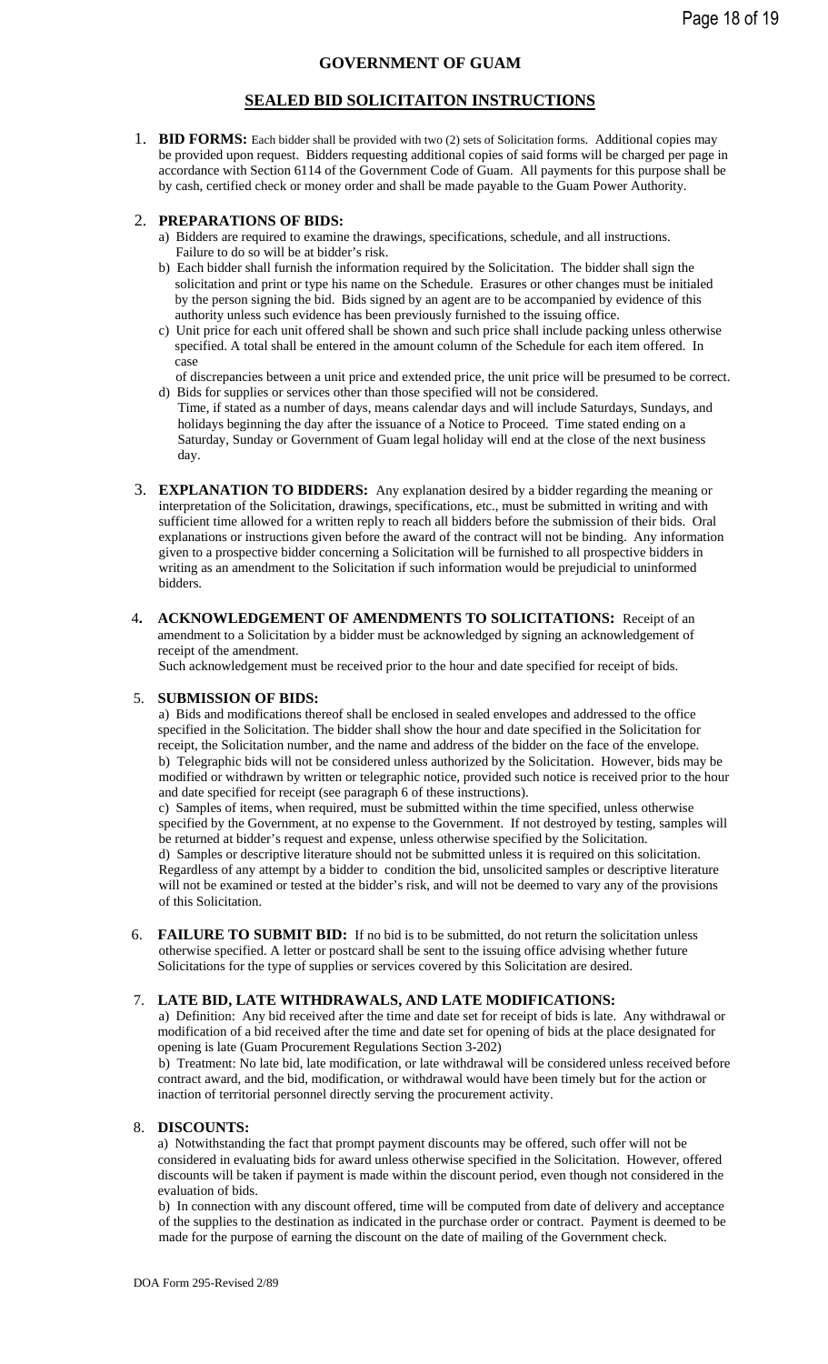# GOVERNMENT OF GUAM

## SEALED BID SOLICITAITON INSTRUCTIONS

1. **BID FORMS:** Each bidder shall be provided with two (2) sets of Solicitation forms. Additional copies may be provided upon request. Bidders requesting additional copies of said forms will be charged per page in accordance with Section 6114 of the Government Code of Guam. All payments for this purpose shall be by cash, certified check or money order and shall be made payable to the Guam Power Authority.

2. **PREPARATIONS OF BIDS:**
   a) Bidders are required to examine the drawings, specifications, schedule, and all instructions. Failure to do so will be at bidder's risk.
   b) Each bidder shall furnish the information required by the Solicitation. The bidder shall sign the solicitation and print or type his name on the Schedule. Erasures or other changes must be initialed by the person signing the bid. Bids signed by an agent are to be accompanied by evidence of this authority unless such evidence has been previously furnished to the issuing office.
   c) Unit price for each unit offered shall be shown and such price shall include packing unless otherwise specified. A total shall be entered in the amount column of the Schedule for each item offered. In case
   of discrepancies between a unit price and extended price, the unit price will be presumed to be correct.
   d) Bids for supplies or services other than those specified will not be considered.
   Time, if stated as a number of days, means calendar days and will include Saturdays, Sundays, and holidays beginning the day after the issuance of a Notice to Proceed. Time stated ending on a Saturday, Sunday or Government of Guam legal holiday will end at the close of the next business day.

3. **EXPLANATION TO BIDDERS:** Any explanation desired by a bidder regarding the meaning or interpretation of the Solicitation, drawings, specifications, etc., must be submitted in writing and with sufficient time allowed for a written reply to reach all bidders before the submission of their bids. Oral explanations or instructions given before the award of the contract will not be binding. Any information given to a prospective bidder concerning a Solicitation will be furnished to all prospective bidders in writing as an amendment to the Solicitation if such information would be prejudicial to uninformed bidders.

4. **ACKNOWLEDGEMENT OF AMENDMENTS TO SOLICITATIONS:** Receipt of an amendment to a Solicitation by a bidder must be acknowledged by signing an acknowledgement of receipt of the amendment.
   Such acknowledgement must be received prior to the hour and date specified for receipt of bids.

5. **SUBMISSION OF BIDS:**
   a) Bids and modifications thereof shall be enclosed in sealed envelopes and addressed to the office specified in the Solicitation. The bidder shall show the hour and date specified in the Solicitation for receipt, the Solicitation number, and the name and address of the bidder on the face of the envelope.
   b) Telegraphic bids will not be considered unless authorized by the Solicitation. However, bids may be modified or withdrawn by written or telegraphic notice, provided such notice is received prior to the hour and date specified for receipt (see paragraph 6 of these instructions).
   c) Samples of items, when required, must be submitted within the time specified, unless otherwise specified by the Government, at no expense to the Government. If not destroyed by testing, samples will be returned at bidder's request and expense, unless otherwise specified by the Solicitation.
   d) Samples or descriptive literature should not be submitted unless it is required on this solicitation. Regardless of any attempt by a bidder to condition the bid, unsolicited samples or descriptive literature will not be examined or tested at the bidder's risk, and will not be deemed to vary any of the provisions of this Solicitation.

6. **FAILURE TO SUBMIT BID:** If no bid is to be submitted, do not return the solicitation unless otherwise specified. A letter or postcard shall be sent to the issuing office advising whether future Solicitations for the type of supplies or services covered by this Solicitation are desired.

7. **LATE BID, LATE WITHDRAWALS, AND LATE MODIFICATIONS:**
   a) Definition: Any bid received after the time and date set for receipt of bids is late. Any withdrawal or modification of a bid received after the time and date set for opening of bids at the place designated for opening is late (Guam Procurement Regulations Section 3-202)
   b) Treatment: No late bid, late modification, or late withdrawal will be considered unless received before contract award, and the bid, modification, or withdrawal would have been timely but for the action or inaction of territorial personnel directly serving the procurement activity.

8. **DISCOUNTS:**
   a) Notwithstanding the fact that prompt payment discounts may be offered, such offer will not be considered in evaluating bids for award unless otherwise specified in the Solicitation. However, offered discounts will be taken if payment is made within the discount period, even though not considered in the evaluation of bids.
   b) In connection with any discount offered, time will be computed from date of delivery and acceptance of the supplies to the destination as indicated in the purchase order or contract. Payment is deemed to be made for the purpose of earning the discount on the date of mailing of the Government check.

DOA Form 295-Revised 2/89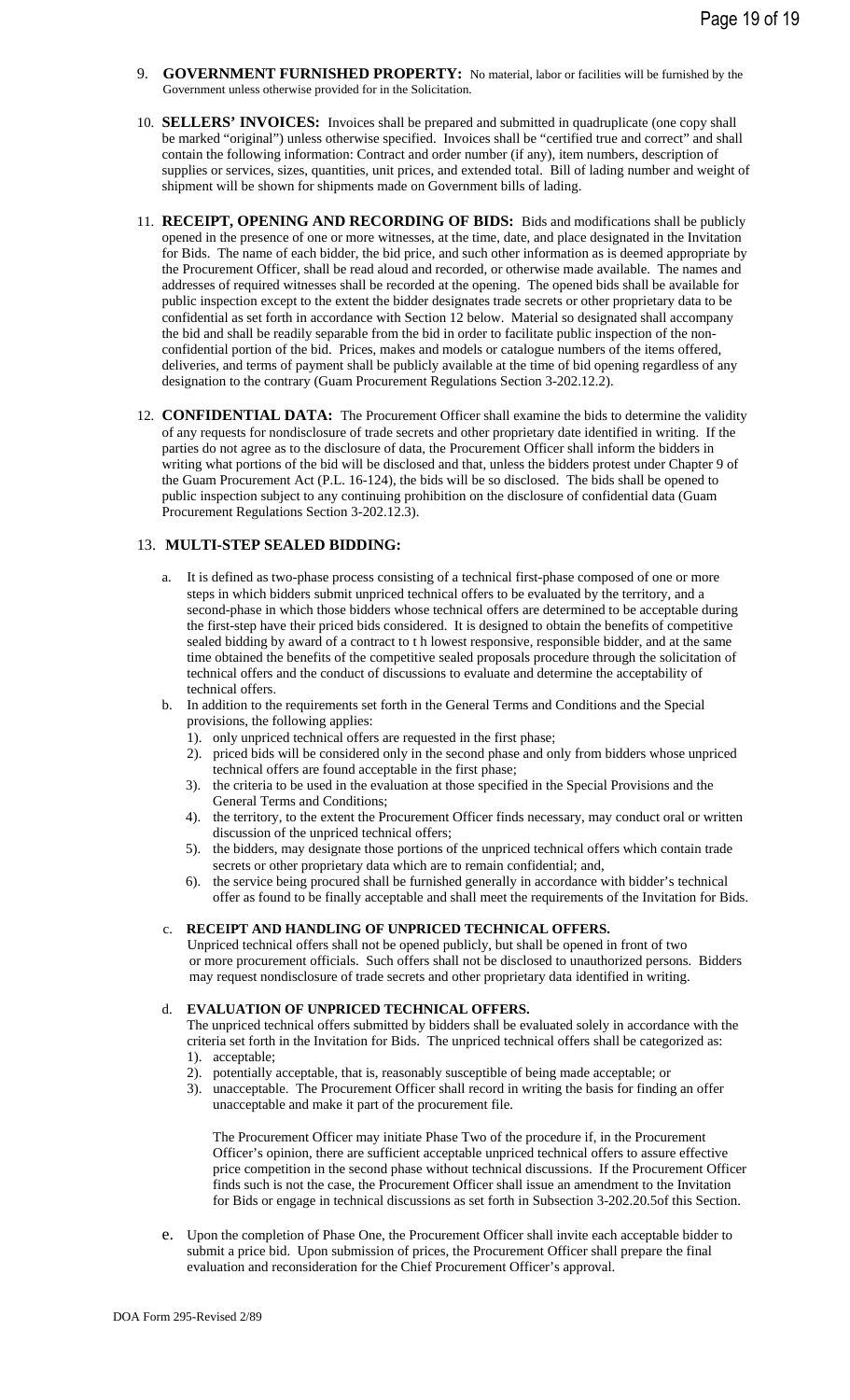9. **GOVERNMENT FURNISHED PROPERTY:** No material, labor or facilities will be furnished by the Government unless otherwise provided for in the Solicitation.

10. **SELLERS' INVOICES:** Invoices shall be prepared and submitted in quadruplicate (one copy shall be marked "original") unless otherwise specified. Invoices shall be "certified true and correct" and shall contain the following information: Contract and order number (if any), item numbers, description of supplies or services, sizes, quantities, unit prices, and extended total. Bill of lading number and weight of shipment will be shown for shipments made on Government bills of lading.

11. **RECEIPT, OPENING AND RECORDING OF BIDS:** Bids and modifications shall be publicly opened in the presence of one or more witnesses, at the time, date, and place designated in the Invitation for Bids. The name of each bidder, the bid price, and such other information as is deemed appropriate by the Procurement Officer, shall be read aloud and recorded, or otherwise made available. The names and addresses of required witnesses shall be recorded at the opening. The opened bids shall be available for public inspection except to the extent the bidder designates trade secrets or other proprietary data to be confidential as set forth in accordance with Section 12 below. Material so designated shall accompany the bid and shall be readily separable from the bid in order to facilitate public inspection of the non-confidential portion of the bid. Prices, makes and models or catalogue numbers of the items offered, deliveries, and terms of payment shall be publicly available at the time of bid opening regardless of any designation to the contrary (Guam Procurement Regulations Section 3-202.12.2).

12. **CONFIDENTIAL DATA:** The Procurement Officer shall examine the bids to determine the validity of any requests for nondisclosure of trade secrets and other proprietary date identified in writing. If the parties do not agree as to the disclosure of data, the Procurement Officer shall inform the bidders in writing what portions of the bid will be disclosed and that, unless the bidders protest under Chapter 9 of the Guam Procurement Act (P.L. 16-124), the bids will be so disclosed. The bids shall be opened to public inspection subject to any continuing prohibition on the disclosure of confidential data (Guam Procurement Regulations Section 3-202.12.3).

13. **MULTI-STEP SEALED BIDDING:**

    a. It is defined as two-phase process consisting of a technical first-phase composed of one or more steps in which bidders submit unpriced technical offers to be evaluated by the territory, and a second-phase in which those bidders whose technical offers are determined to be acceptable during the first-step have their priced bids considered. It is designed to obtain the benefits of competitive sealed bidding by award of a contract to t h lowest responsive, responsible bidder, and at the same time obtained the benefits of the competitive sealed proposals procedure through the solicitation of technical offers and the conduct of discussions to evaluate and determine the acceptability of technical offers.

    b. In addition to the requirements set forth in the General Terms and Conditions and the Special provisions, the following applies:
       1). only unpriced technical offers are requested in the first phase;
       2). priced bids will be considered only in the second phase and only from bidders whose unpriced technical offers are found acceptable in the first phase;
       3). the criteria to be used in the evaluation at those specified in the Special Provisions and the General Terms and Conditions;
       4). the territory, to the extent the Procurement Officer finds necessary, may conduct oral or written discussion of the unpriced technical offers;
       5). the bidders, may designate those portions of the unpriced technical offers which contain trade secrets or other proprietary data which are to remain confidential; and,
       6). the service being procured shall be furnished generally in accordance with bidder's technical offer as found to be finally acceptable and shall meet the requirements of the Invitation for Bids.

    c. **RECEIPT AND HANDLING OF UNPRICED TECHNICAL OFFERS.**
       Unpriced technical offers shall not be opened publicly, but shall be opened in front of two or more procurement officials. Such offers shall not be disclosed to unauthorized persons. Bidders may request nondisclosure of trade secrets and other proprietary data identified in writing.

    d. **EVALUATION OF UNPRICED TECHNICAL OFFERS.**
       The unpriced technical offers submitted by bidders shall be evaluated solely in accordance with the criteria set forth in the Invitation for Bids. The unpriced technical offers shall be categorized as:
       1). acceptable;
       2). potentially acceptable, that is, reasonably susceptible of being made acceptable; or
       3). unacceptable. The Procurement Officer shall record in writing the basis for finding an offer unacceptable and make it part of the procurement file.

       The Procurement Officer may initiate Phase Two of the procedure if, in the Procurement Officer's opinion, there are sufficient acceptable unpriced technical offers to assure effective price competition in the second phase without technical discussions. If the Procurement Officer finds such is not the case, the Procurement Officer shall issue an amendment to the Invitation for Bids or engage in technical discussions as set forth in Subsection 3-202.20.5of this Section.

    e. Upon the completion of Phase One, the Procurement Officer shall invite each acceptable bidder to submit a price bid. Upon submission of prices, the Procurement Officer shall prepare the final evaluation and reconsideration for the Chief Procurement Officer's approval.

DOA Form 295-Revised 2/89